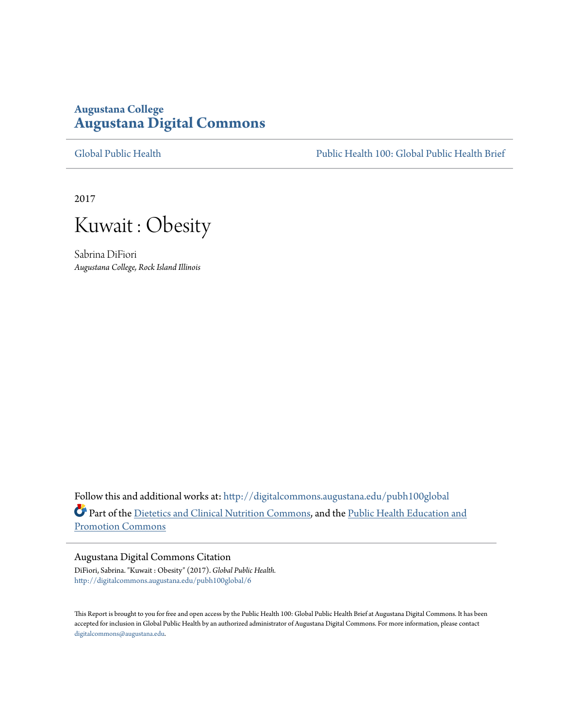Augustana College

# Augustana Digital Commons

Global Public Health | Public Health 100: Global Public Health Brief

2017

# Kuwait : Obesity

Sabrina DiFiori

*Augustana College, Rock Island Illinois*

Follow this and additional works at: http://digitalcommons.augustana.edu/pubh100global

Part of the Dietetics and Clinical Nutrition Commons, and the Public Health Education and Promotion Commons

## Augustana Digital Commons Citation

DiFiori, Sabrina. "Kuwait : Obesity" (2017). *Global Public Health.*
http://digitalcommons.augustana.edu/pubh100global/6

This Report is brought to you for free and open access by the Public Health 100: Global Public Health Brief at Augustana Digital Commons. It has been accepted for inclusion in Global Public Health by an authorized administrator of Augustana Digital Commons. For more information, please contact digitalcommons@augustana.edu.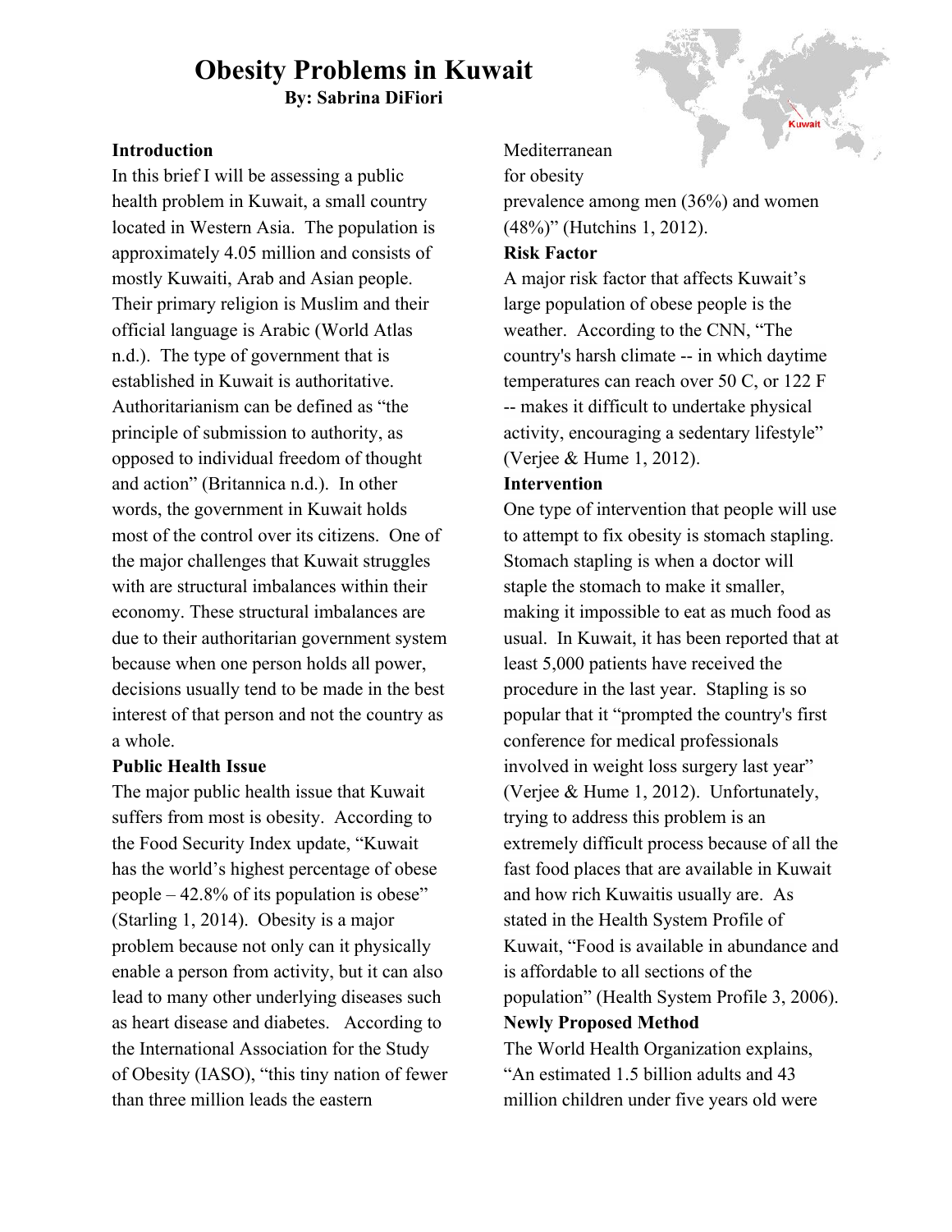# Obesity Problems in Kuwait

**By: Sabrina DiFiori**

**Introduction**

In this brief I will be assessing a public health problem in Kuwait, a small country located in Western Asia. The population is approximately 4.05 million and consists of mostly Kuwaiti, Arab and Asian people. Their primary religion is Muslim and their official language is Arabic (World Atlas n.d.). The type of government that is established in Kuwait is authoritative. Authoritarianism can be defined as "the principle of submission to authority, as opposed to individual freedom of thought and action" (Britannica n.d.). In other words, the government in Kuwait holds most of the control over its citizens. One of the major challenges that Kuwait struggles with are structural imbalances within their economy. These structural imbalances are due to their authoritarian government system because when one person holds all power, decisions usually tend to be made in the best interest of that person and not the country as a whole.

**Public Health Issue**

The major public health issue that Kuwait suffers from most is obesity. According to the Food Security Index update, "Kuwait has the world's highest percentage of obese people – 42.8% of its population is obese" (Starling 1, 2014). Obesity is a major problem because not only can it physically enable a person from activity, but it can also lead to many other underlying diseases such as heart disease and diabetes. According to the International Association for the Study of Obesity (IASO), "this tiny nation of fewer than three million leads the eastern Mediterranean for obesity prevalence among men (36%) and women (48%)" (Hutchins 1, 2012).

**Risk Factor**

A major risk factor that affects Kuwait's large population of obese people is the weather. According to the CNN, "The country's harsh climate -- in which daytime temperatures can reach over 50 C, or 122 F -- makes it difficult to undertake physical activity, encouraging a sedentary lifestyle" (Verjee & Hume 1, 2012).

**Intervention**

One type of intervention that people will use to attempt to fix obesity is stomach stapling. Stomach stapling is when a doctor will staple the stomach to make it smaller, making it impossible to eat as much food as usual. In Kuwait, it has been reported that at least 5,000 patients have received the procedure in the last year. Stapling is so popular that it "prompted the country's first conference for medical professionals involved in weight loss surgery last year" (Verjee & Hume 1, 2012). Unfortunately, trying to address this problem is an extremely difficult process because of all the fast food places that are available in Kuwait and how rich Kuwaitis usually are. As stated in the Health System Profile of Kuwait, "Food is available in abundance and is affordable to all sections of the population" (Health System Profile 3, 2006).

**Newly Proposed Method**

The World Health Organization explains, "An estimated 1.5 billion adults and 43 million children under five years old were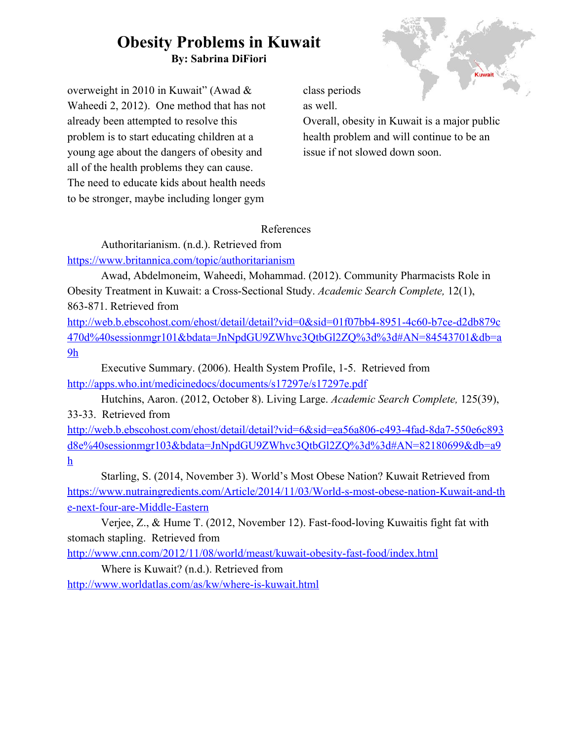# Obesity Problems in Kuwait

**By: Sabrina DiFiori**

overweight in 2010 in Kuwait" (Awad & Waheedi 2, 2012). One method that has not already been attempted to resolve this problem is to start educating children at a young age about the dangers of obesity and all of the health problems they can cause. The need to educate kids about health needs to be stronger, maybe including longer gym class periods as well.

Overall, obesity in Kuwait is a major public health problem and will continue to be an issue if not slowed down soon.

References

Authoritarianism. (n.d.). Retrieved from https://www.britannica.com/topic/authoritarianism

Awad, Abdelmoneim, Waheedi, Mohammad. (2012). Community Pharmacists Role in Obesity Treatment in Kuwait: a Cross-Sectional Study. *Academic Search Complete,* 12(1), 863-871. Retrieved from http://web.b.ebscohost.com/ehost/detail/detail?vid=0&sid=01f07bb4-8951-4c60-b7ce-d2db879c470d%40sessionmgr101&bdata=JnNpdGU9ZWhvc3QtbGl2ZQ%3d%3d#AN=84543701&db=a9h

Executive Summary. (2006). Health System Profile, 1-5. Retrieved from http://apps.who.int/medicinedocs/documents/s17297e/s17297e.pdf

Hutchins, Aaron. (2012, October 8). Living Large. *Academic Search Complete,* 125(39), 33-33. Retrieved from http://web.b.ebscohost.com/ehost/detail/detail?vid=6&sid=ea56a806-c493-4fad-8da7-550e6c893d8e%40sessionmgr103&bdata=JnNpdGU9ZWhvc3QtbGl2ZQ%3d%3d#AN=82180699&db=a9h

Starling, S. (2014, November 3). World's Most Obese Nation? Kuwait Retrieved from https://www.nutraingredients.com/Article/2014/11/03/World-s-most-obese-nation-Kuwait-and-the-next-four-are-Middle-Eastern

Verjee, Z., & Hume T. (2012, November 12). Fast-food-loving Kuwaitis fight fat with stomach stapling. Retrieved from http://www.cnn.com/2012/11/08/world/meast/kuwait-obesity-fast-food/index.html

Where is Kuwait? (n.d.). Retrieved from http://www.worldatlas.com/as/kw/where-is-kuwait.html